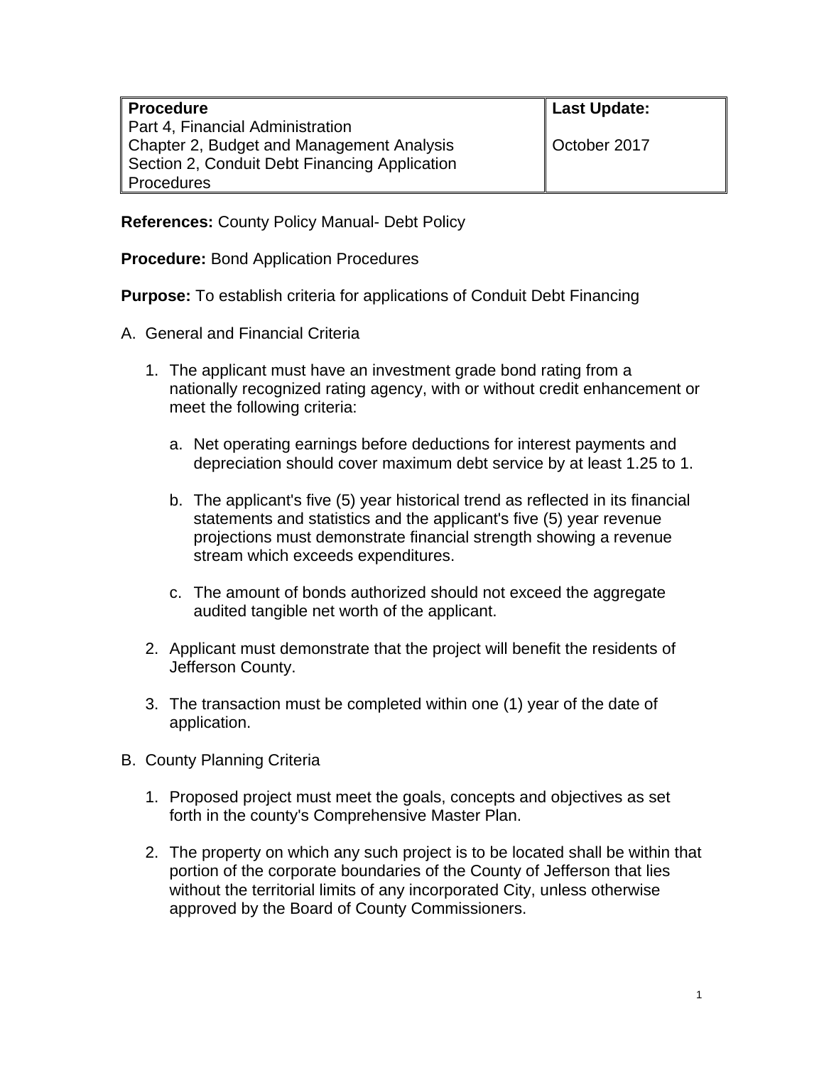| **Procedure**<br>Part 4, Financial Administration<br>Chapter 2, Budget and Management Analysis<br>Section 2, Conduit Debt Financing Application Procedures | **Last Update:**<br><br>October 2017 |
|---|---|

**References:** County Policy Manual- Debt Policy

**Procedure:** Bond Application Procedures

**Purpose:** To establish criteria for applications of Conduit Debt Financing

A. General and Financial Criteria

   1. The applicant must have an investment grade bond rating from a nationally recognized rating agency, with or without credit enhancement or meet the following criteria:

      a. Net operating earnings before deductions for interest payments and depreciation should cover maximum debt service by at least 1.25 to 1.

      b. The applicant's five (5) year historical trend as reflected in its financial statements and statistics and the applicant's five (5) year revenue projections must demonstrate financial strength showing a revenue stream which exceeds expenditures.

      c. The amount of bonds authorized should not exceed the aggregate audited tangible net worth of the applicant.

   2. Applicant must demonstrate that the project will benefit the residents of Jefferson County.

   3. The transaction must be completed within one (1) year of the date of application.

B. County Planning Criteria

   1. Proposed project must meet the goals, concepts and objectives as set forth in the county's Comprehensive Master Plan.

   2. The property on which any such project is to be located shall be within that portion of the corporate boundaries of the County of Jefferson that lies without the territorial limits of any incorporated City, unless otherwise approved by the Board of County Commissioners.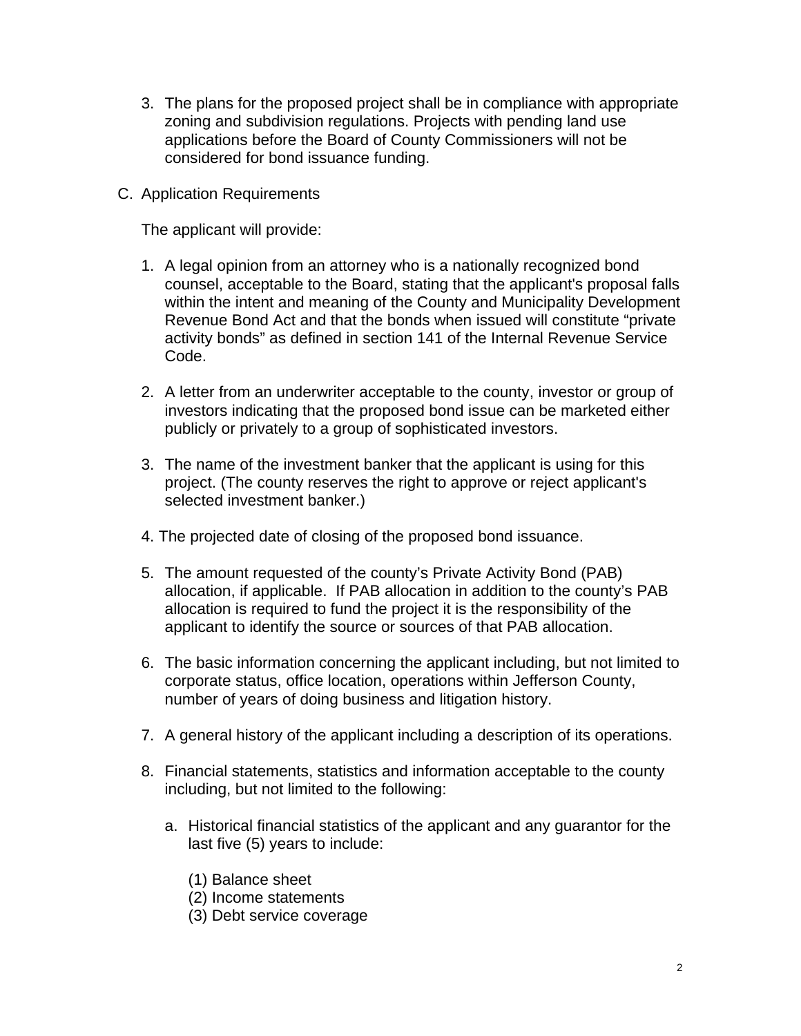3. The plans for the proposed project shall be in compliance with appropriate zoning and subdivision regulations. Projects with pending land use applications before the Board of County Commissioners will not be considered for bond issuance funding.

C. Application Requirements

The applicant will provide:

1. A legal opinion from an attorney who is a nationally recognized bond counsel, acceptable to the Board, stating that the applicant's proposal falls within the intent and meaning of the County and Municipality Development Revenue Bond Act and that the bonds when issued will constitute "private activity bonds" as defined in section 141 of the Internal Revenue Service Code.

2. A letter from an underwriter acceptable to the county, investor or group of investors indicating that the proposed bond issue can be marketed either publicly or privately to a group of sophisticated investors.

3. The name of the investment banker that the applicant is using for this project. (The county reserves the right to approve or reject applicant's selected investment banker.)

4. The projected date of closing of the proposed bond issuance.

5. The amount requested of the county's Private Activity Bond (PAB) allocation, if applicable. If PAB allocation in addition to the county's PAB allocation is required to fund the project it is the responsibility of the applicant to identify the source or sources of that PAB allocation.

6. The basic information concerning the applicant including, but not limited to corporate status, office location, operations within Jefferson County, number of years of doing business and litigation history.

7. A general history of the applicant including a description of its operations.

8. Financial statements, statistics and information acceptable to the county including, but not limited to the following:

   a. Historical financial statistics of the applicant and any guarantor for the last five (5) years to include:

      (1) Balance sheet
      (2) Income statements
      (3) Debt service coverage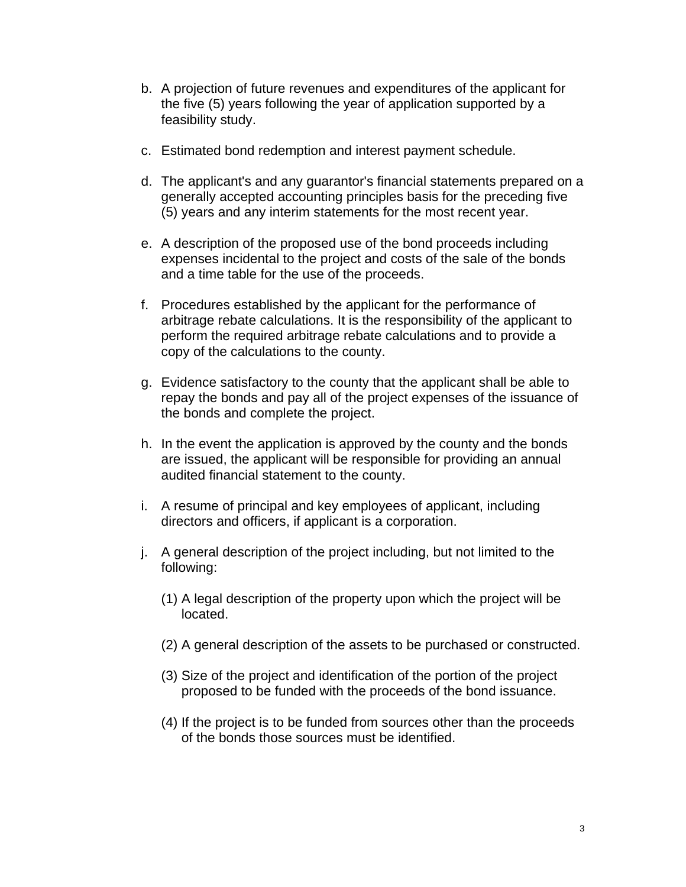b. A projection of future revenues and expenditures of the applicant for the five (5) years following the year of application supported by a feasibility study.

c. Estimated bond redemption and interest payment schedule.

d. The applicant's and any guarantor's financial statements prepared on a generally accepted accounting principles basis for the preceding five (5) years and any interim statements for the most recent year.

e. A description of the proposed use of the bond proceeds including expenses incidental to the project and costs of the sale of the bonds and a time table for the use of the proceeds.

f. Procedures established by the applicant for the performance of arbitrage rebate calculations. It is the responsibility of the applicant to perform the required arbitrage rebate calculations and to provide a copy of the calculations to the county.

g. Evidence satisfactory to the county that the applicant shall be able to repay the bonds and pay all of the project expenses of the issuance of the bonds and complete the project.

h. In the event the application is approved by the county and the bonds are issued, the applicant will be responsible for providing an annual audited financial statement to the county.

i. A resume of principal and key employees of applicant, including directors and officers, if applicant is a corporation.

j. A general description of the project including, but not limited to the following:

   (1) A legal description of the property upon which the project will be located.

   (2) A general description of the assets to be purchased or constructed.

   (3) Size of the project and identification of the portion of the project proposed to be funded with the proceeds of the bond issuance.

   (4) If the project is to be funded from sources other than the proceeds of the bonds those sources must be identified.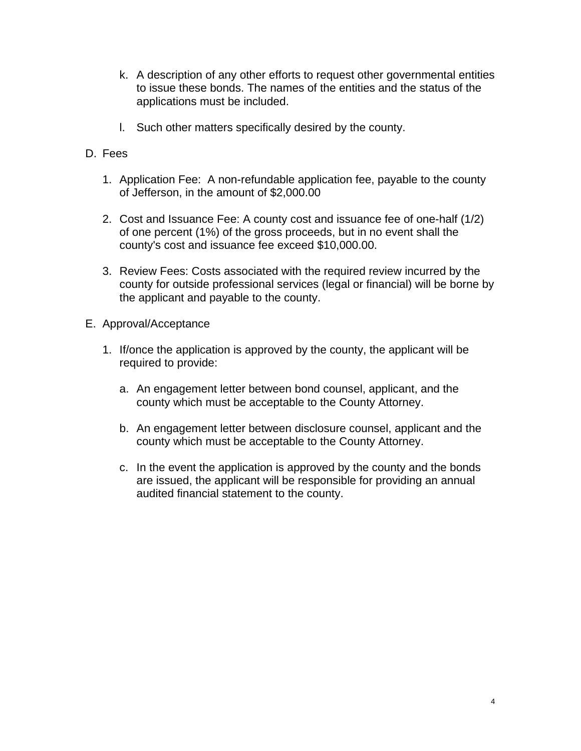k. A description of any other efforts to request other governmental entities to issue these bonds. The names of the entities and the status of the applications must be included.

l. Such other matters specifically desired by the county.

D. Fees

1. Application Fee: A non-refundable application fee, payable to the county of Jefferson, in the amount of $2,000.00

2. Cost and Issuance Fee: A county cost and issuance fee of one-half (1/2) of one percent (1%) of the gross proceeds, but in no event shall the county's cost and issuance fee exceed $10,000.00.

3. Review Fees: Costs associated with the required review incurred by the county for outside professional services (legal or financial) will be borne by the applicant and payable to the county.

E. Approval/Acceptance

1. If/once the application is approved by the county, the applicant will be required to provide:

   a. An engagement letter between bond counsel, applicant, and the county which must be acceptable to the County Attorney.

   b. An engagement letter between disclosure counsel, applicant and the county which must be acceptable to the County Attorney.

   c. In the event the application is approved by the county and the bonds are issued, the applicant will be responsible for providing an annual audited financial statement to the county.